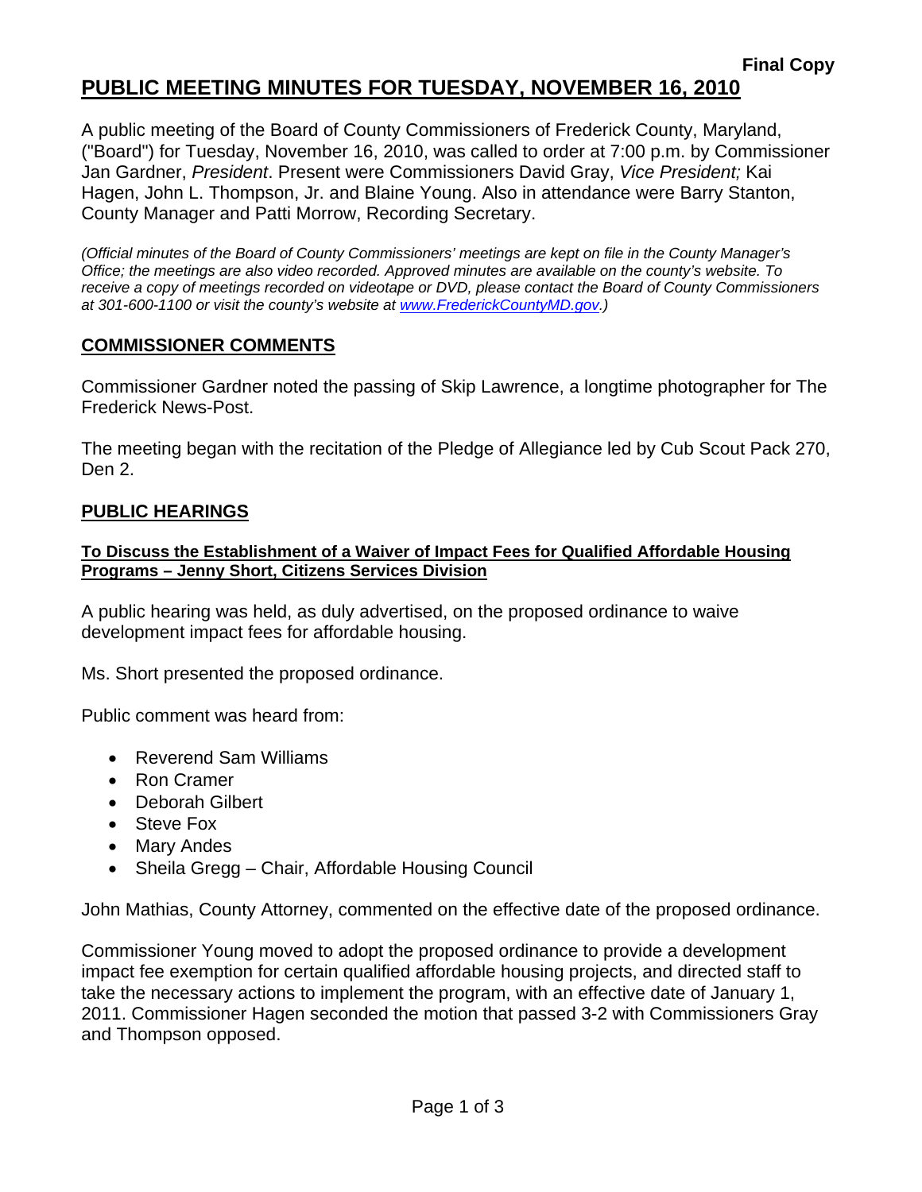**Final Copy**

# PUBLIC MEETING MINUTES FOR TUESDAY, NOVEMBER 16, 2010

A public meeting of the Board of County Commissioners of Frederick County, Maryland, ("Board") for Tuesday, November 16, 2010, was called to order at 7:00 p.m. by Commissioner Jan Gardner, *President*. Present were Commissioners David Gray, *Vice President;* Kai Hagen, John L. Thompson, Jr. and Blaine Young. Also in attendance were Barry Stanton, County Manager and Patti Morrow, Recording Secretary.

*(Official minutes of the Board of County Commissioners' meetings are kept on file in the County Manager's Office; the meetings are also video recorded. Approved minutes are available on the county's website. To receive a copy of meetings recorded on videotape or DVD, please contact the Board of County Commissioners at 301-600-1100 or visit the county's website at www.FrederickCountyMD.gov.)*

## COMMISSIONER COMMENTS

Commissioner Gardner noted the passing of Skip Lawrence, a longtime photographer for The Frederick News-Post.

The meeting began with the recitation of the Pledge of Allegiance led by Cub Scout Pack 270, Den 2.

## PUBLIC HEARINGS

### To Discuss the Establishment of a Waiver of Impact Fees for Qualified Affordable Housing Programs – Jenny Short, Citizens Services Division

A public hearing was held, as duly advertised, on the proposed ordinance to waive development impact fees for affordable housing.

Ms. Short presented the proposed ordinance.

Public comment was heard from:

- Reverend Sam Williams
- Ron Cramer
- Deborah Gilbert
- Steve Fox
- Mary Andes
- Sheila Gregg – Chair, Affordable Housing Council

John Mathias, County Attorney, commented on the effective date of the proposed ordinance.

Commissioner Young moved to adopt the proposed ordinance to provide a development impact fee exemption for certain qualified affordable housing projects, and directed staff to take the necessary actions to implement the program, with an effective date of January 1, 2011. Commissioner Hagen seconded the motion that passed 3-2 with Commissioners Gray and Thompson opposed.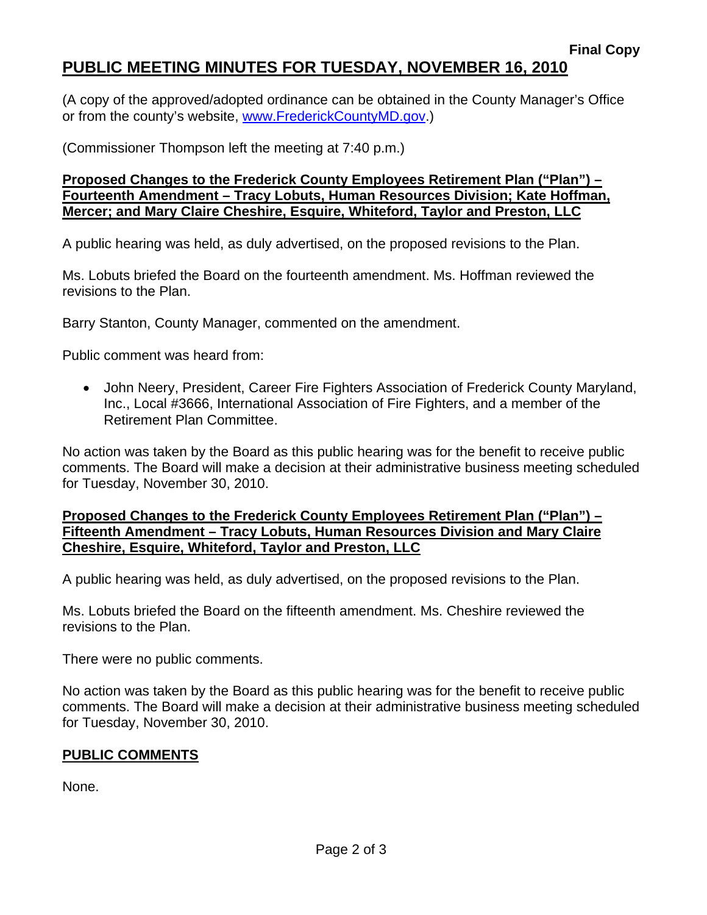Final Copy

# PUBLIC MEETING MINUTES FOR TUESDAY, NOVEMBER 16, 2010

(A copy of the approved/adopted ordinance can be obtained in the County Manager's Office or from the county's website, www.FrederickCountyMD.gov.)

(Commissioner Thompson left the meeting at 7:40 p.m.)

**Proposed Changes to the Frederick County Employees Retirement Plan ("Plan") – Fourteenth Amendment – Tracy Lobuts, Human Resources Division; Kate Hoffman, Mercer; and Mary Claire Cheshire, Esquire, Whiteford, Taylor and Preston, LLC**

A public hearing was held, as duly advertised, on the proposed revisions to the Plan.

Ms. Lobuts briefed the Board on the fourteenth amendment. Ms. Hoffman reviewed the revisions to the Plan.

Barry Stanton, County Manager, commented on the amendment.

Public comment was heard from:

- John Neery, President, Career Fire Fighters Association of Frederick County Maryland, Inc., Local #3666, International Association of Fire Fighters, and a member of the Retirement Plan Committee.

No action was taken by the Board as this public hearing was for the benefit to receive public comments. The Board will make a decision at their administrative business meeting scheduled for Tuesday, November 30, 2010.

**Proposed Changes to the Frederick County Employees Retirement Plan ("Plan") – Fifteenth Amendment – Tracy Lobuts, Human Resources Division and Mary Claire Cheshire, Esquire, Whiteford, Taylor and Preston, LLC**

A public hearing was held, as duly advertised, on the proposed revisions to the Plan.

Ms. Lobuts briefed the Board on the fifteenth amendment. Ms. Cheshire reviewed the revisions to the Plan.

There were no public comments.

No action was taken by the Board as this public hearing was for the benefit to receive public comments. The Board will make a decision at their administrative business meeting scheduled for Tuesday, November 30, 2010.

**PUBLIC COMMENTS**

None.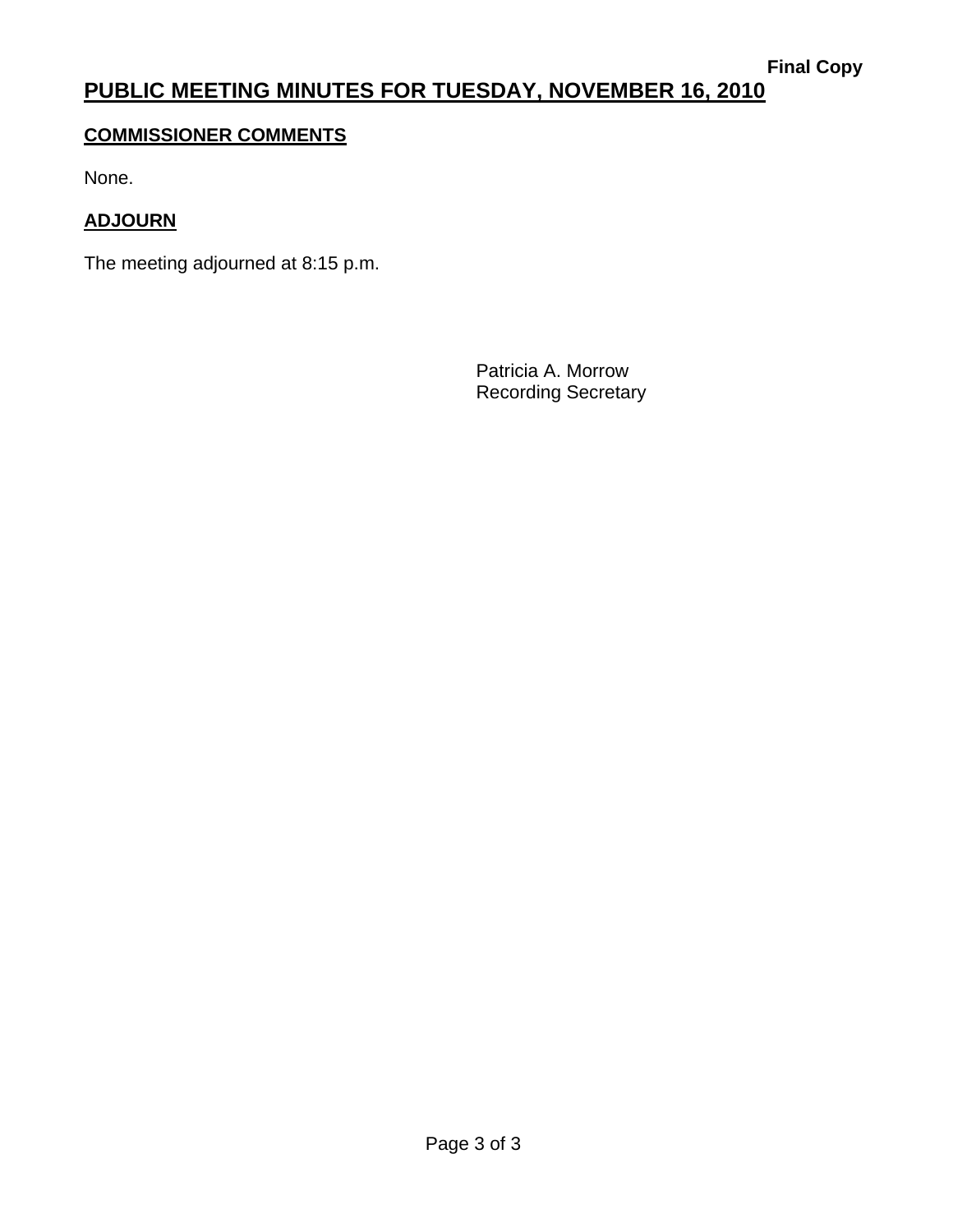**Final Copy**

# PUBLIC MEETING MINUTES FOR TUESDAY, NOVEMBER 16, 2010

## COMMISSIONER COMMENTS

None.

## ADJOURN

The meeting adjourned at 8:15 p.m.

Patricia A. Morrow
Recording Secretary